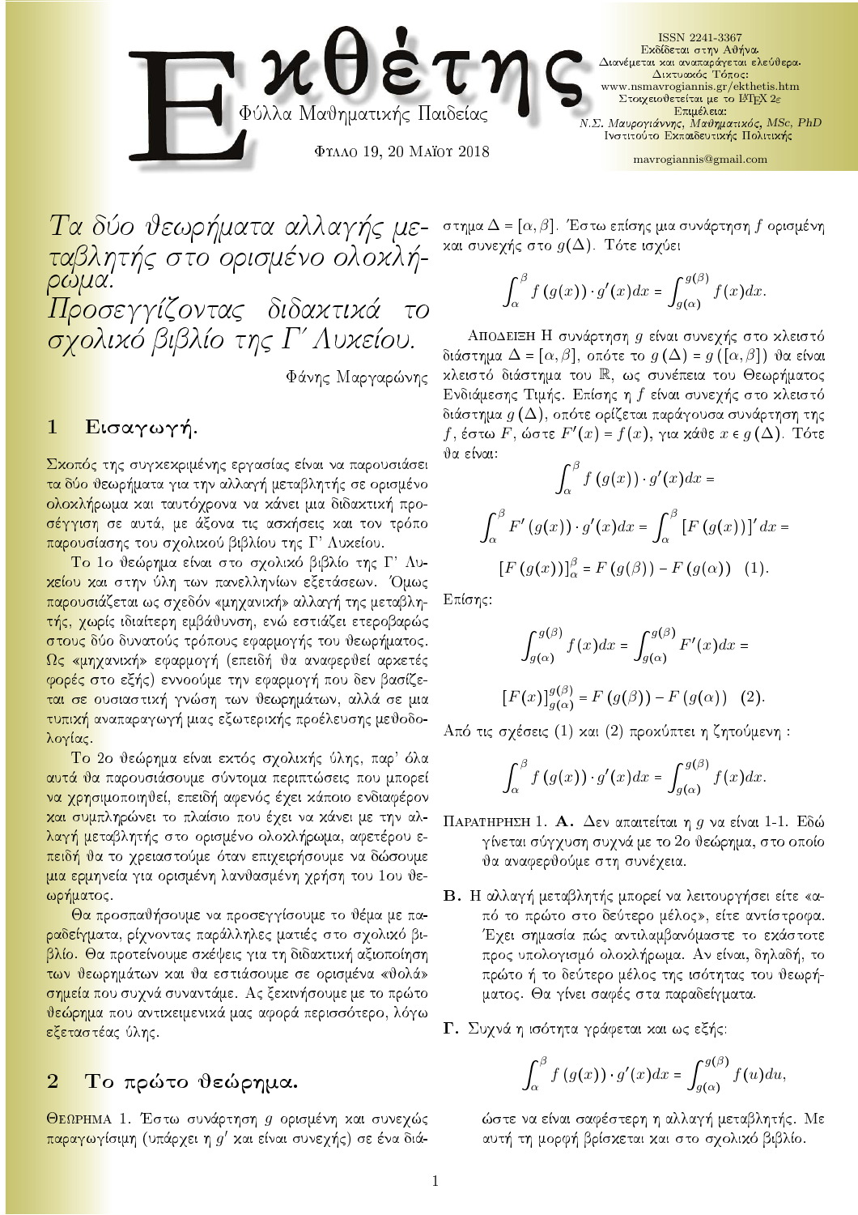# Εκθέτης

Φύλλα Μαθηματικής Παιδείας

Φυλλο 19, 20 Μαΐου 2018

ISSN 2241-3367
Εκδίδεται στην Αθήνα.
Διανέμεται και αναπαράγεται ελεύθερα.
Δικτυακός Τόπος:
www.nsmavrogiannis.gr/ekthetis.htm
Στοιχειοθετείται με το LaTeX 2ε
Επιμέλεια:
*Ν.Σ. Μαυρογιάννης, Μαθηματικός, MSc, PhD*
Ινστιτούτο Εκπαιδευτικής Πολιτικής

mavrogiannis@gmail.com

## *Τα δύο θεωρήματα αλλαγής μεταβλητής στο ορισμένο ολοκλήρωμα. Προσεγγίζοντας διδακτικά το σχολικό βιβλίο της Γ' Λυκείου.*

Φάνης Μαργαρώνης

### 1 Εισαγωγή.

Σκοπός της συγκεκριμένης εργασίας είναι να παρουσιάσει τα δύο θεωρήματα για την αλλαγή μεταβλητής σε ορισμένο ολοκλήρωμα και ταυτόχρονα να κάνει μια διδακτική προσέγγιση σε αυτά, με άξονα τις ασκήσεις και τον τρόπο παρουσίασης του σχολικού βιβλίου της Γ' Λυκείου.

Το 1ο θεώρημα είναι στο σχολικό βιβλίο της Γ' Λυκείου και στην ύλη των πανελληνίων εξετάσεων. Όμως παρουσιάζεται ως σχεδόν «μηχανική» αλλαγή της μεταβλητής, χωρίς ιδιαίτερη εμβάθυνση, ενώ εστιάζει ετεροβαρώς στους δύο δυνατούς τρόπους εφαρμογής του θεωρήματος. Ως «μηχανική» εφαρμογή (επειδή θα αναφερθεί αρκετές φορές στο εξής) εννοούμε την εφαρμογή που δεν βασίζεται σε ουσιαστική γνώση των θεωρημάτων, αλλά σε μια τυπική αναπαραγωγή μιας εξωτερικής προέλευσης μεθοδολογίας.

Το 2ο θεώρημα είναι εκτός σχολικής ύλης, παρ' όλα αυτά θα παρουσιάσουμε σύντομα περιπτώσεις που μπορεί να χρησιμοποιηθεί, επειδή αφενός έχει κάποιο ενδιαφέρον και συμπληρώνει το πλαίσιο που έχει να κάνει με την αλλαγή μεταβλητής στο ορισμένο ολοκλήρωμα, αφετέρου επειδή θα το χρειαστούμε όταν επιχειρήσουμε να δώσουμε μια ερμηνεία για ορισμένη λανθασμένη χρήση του 1ου θεωρήματος.

Θα προσπαθήσουμε να προσεγγίσουμε το θέμα με παραδείγματα, ρίχνοντας παράλληλες ματιές στο σχολικό βιβλίο. Θα προτείνουμε σκέψεις για τη διδακτική αξιοποίηση των θεωρημάτων και θα εστιάσουμε σε ορισμένα «θολά» σημεία που συχνά συναντάμε. Ας ξεκινήσουμε με το πρώτο θεώρημα που αντικειμενικά μας αφορά περισσότερο, λόγω εξεταστέας ύλης.

### 2 Το πρώτο θεώρημα.

Θεωρημα 1. Έστω συνάρτηση $g$ ορισμένη και συνεχώς παραγωγίσιμη (υπάρχει η $g'$ και είναι συνεχής) σε ένα διάστημα $\Delta = [\alpha, \beta]$. Έστω επίσης μια συνάρτηση $f$ ορισμένη και συνεχής στο $g(\Delta)$. Τότε ισχύει

$$\int_{\alpha}^{\beta} f\left(g(x)\right)\cdot g'(x)dx = \int_{g(\alpha)}^{g(\beta)} f(x)dx.$$

Αποδειξη Η συνάρτηση $g$ είναι συνεχής στο κλειστό διάστημα $\Delta = [\alpha, \beta]$, οπότε το $g\left(\Delta\right) = g\left([\alpha, \beta]\right)$ θα είναι κλειστό διάστημα του $\mathbb{R}$, ως συνέπεια του Θεωρήματος Ενδιάμεσης Τιμής. Επίσης η $f$ είναι συνεχής στο κλειστό διάστημα $g\left(\Delta\right)$, οπότε ορίζεται παράγουσα συνάρτηση της $f$, έστω $F$, ώστε $F'(x) = f(x)$, για κάθε $x \in g\left(\Delta\right)$. Τότε θα είναι:

$$\int_{\alpha}^{\beta} f\left(g(x)\right)\cdot g'(x)dx =$$

$$\int_{\alpha}^{\beta} F'\left(g(x)\right)\cdot g'(x)dx = \int_{\alpha}^{\beta} \left[F\left(g(x)\right)\right]'dx =$$

$$\left[F\left(g(x)\right)\right]_{\alpha}^{\beta} = F\left(g(\beta)\right) - F\left(g(\alpha)\right) \quad (1).$$

Επίσης:

$$\int_{g(\alpha)}^{g(\beta)} f(x)dx = \int_{g(\alpha)}^{g(\beta)} F'(x)dx =$$

$$\left[F(x)\right]_{g(\alpha)}^{g(\beta)} = F\left(g(\beta)\right) - F\left(g(\alpha)\right) \quad (2).$$

Από τις σχέσεις (1) και (2) προκύπτει η ζητούμενη :

$$\int_{\alpha}^{\beta} f\left(g(x)\right)\cdot g'(x)dx = \int_{g(\alpha)}^{g(\beta)} f(x)dx.$$

Παρατηρηση 1. **Α.** Δεν απαιτείται η $g$ να είναι 1-1. Εδώ γίνεται σύγχυση συχνά με το 2ο θεώρημα, στο οποίο θα αναφερθούμε στη συνέχεια.

**Β.** Η αλλαγή μεταβλητής μπορεί να λειτουργήσει είτε «από το πρώτο στο δεύτερο μέλος», είτε αντίστροφα. Έχει σημασία πώς αντιλαμβανόμαστε το εκάστοτε προς υπολογισμό ολοκλήρωμα. Αν είναι, δηλαδή, το πρώτο ή το δεύτερο μέλος της ισότητας του θεωρήματος. Θα γίνει σαφές στα παραδείγματα.

**Γ.** Συχνά η ισότητα γράφεται και ως εξής:

$$\int_{\alpha}^{\beta} f\left(g(x)\right)\cdot g'(x)dx = \int_{g(\alpha)}^{g(\beta)} f(u)du,$$

ώστε να είναι σαφέστερη η αλλαγή μεταβλητής. Με αυτή τη μορφή βρίσκεται και στο σχολικό βιβλίο.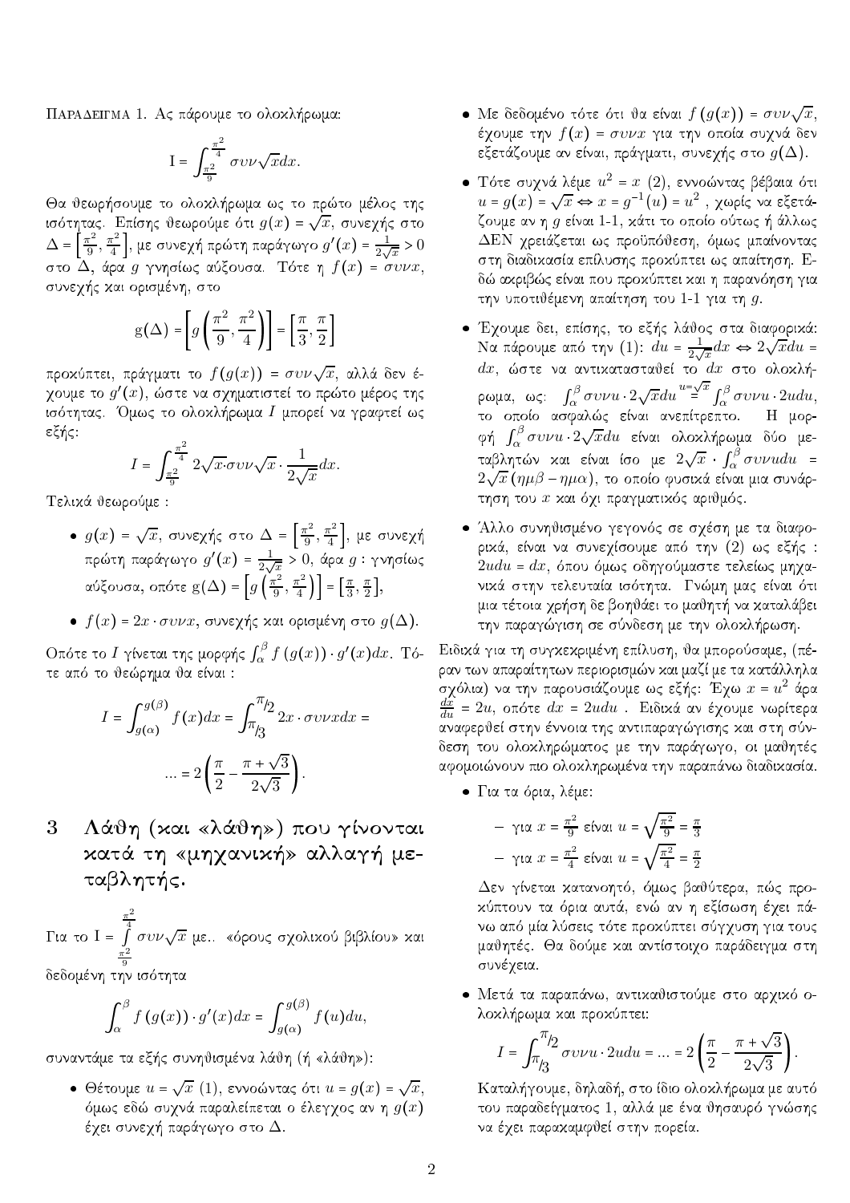Παραδειγμα 1. Ας πάρουμε το ολοκλήρωμα:

$$\mathrm{I} = \int_{\frac{\pi^2}{9}}^{\frac{\pi^2}{4}} \sigma\upsilon\nu\sqrt{x}dx.$$

Θα θεωρήσουμε το ολοκλήρωμα ως το πρώτο μέλος της ισότητας. Επίσης θεωρούμε ότι $g(x) = \sqrt{x}$, συνεχής στο $\Delta = \left[\frac{\pi^2}{9}, \frac{\pi^2}{4}\right]$, με συνεχή πρώτη παράγωγο $g'(x) = \frac{1}{2\sqrt{x}} > 0$ στο $\Delta$, άρα $g$ γνησίως αύξουσα. Τότε η $f(x) = \sigma\upsilon\nu x$, συνεχής και ορισμένη, στο

$$\mathrm{g}(\Delta) = \left[g\left(\frac{\pi^2}{9}, \frac{\pi^2}{4}\right)\right] = \left[\frac{\pi}{3}, \frac{\pi}{2}\right]$$

προκύπτει, πράγματι το $f(g(x)) = \sigma\upsilon\nu\sqrt{x}$, αλλά δεν έχουμε το $g'(x)$, ώστε να σχηματιστεί το πρώτο μέρος της ισότητας. Όμως το ολοκλήρωμα $I$ μπορεί να γραφτεί ως εξής:

$$I = \int_{\frac{\pi^2}{9}}^{\frac{\pi^2}{4}} 2\sqrt{x}\cdot\sigma\upsilon\nu\sqrt{x} \cdot \frac{1}{2\sqrt{x}}dx.$$

Τελικά θεωρούμε :

- $g(x) = \sqrt{x}$, συνεχής στο $\Delta = \left[\frac{\pi^2}{9}, \frac{\pi^2}{4}\right]$, με συνεχή πρώτη παράγωγο $g'(x) = \frac{1}{2\sqrt{x}} > 0$, άρα $g$ : γνησίως αύξουσα, οπότε $\mathrm{g}(\Delta) = \left[g\left(\frac{\pi^2}{9}, \frac{\pi^2}{4}\right)\right] = \left[\frac{\pi}{3}, \frac{\pi}{2}\right]$,
- $f(x) = 2x \cdot \sigma\upsilon\nu x$, συνεχής και ορισμένη στο $g(\Delta)$.

Οπότε το $I$ γίνεται της μορφής $\int_\alpha^\beta f\left(g(x)\right) \cdot g'(x)dx$. Τότε από το θεώρημα θα είναι :

$$I = \int_{g(\alpha)}^{g(\beta)} f(x)dx = \int_{\pi/3}^{\pi/2} 2x \cdot \sigma\upsilon\nu x dx =$$

$$... = 2\left(\frac{\pi}{2} - \frac{\pi + \sqrt{3}}{2\sqrt{3}}\right).$$

## 3 Λάθη (και «λάθη») που γίνονται κατά τη «μηχανική» αλλαγή μεταβλητής.

Για το $\mathrm{I} = \int\limits_{\frac{\pi^2}{9}}^{\frac{\pi^2}{4}} \sigma\upsilon\nu\sqrt{x}$ με.. «όρους σχολικού βιβλίου» και δεδομένη την ισότητα

$$\int_\alpha^\beta f\left(g(x)\right) \cdot g'(x)dx = \int_{g(\alpha)}^{g(\beta)} f(u)du,$$

συναντάμε τα εξής συνηθισμένα λάθη (ή «λάθη»):

- Θέτουμε $u = \sqrt{x}$ (1), εννοώντας ότι $u = g(x) = \sqrt{x}$, όμως εδώ συχνά παραλείπεται ο έλεγχος αν η $g(x)$ έχει συνεχή παράγωγο στο $\Delta$.
- Με δεδομένο τότε ότι θα είναι $f\left(g(x)\right) = \sigma\upsilon\nu\sqrt{x}$, έχουμε την $f(x) = \sigma\upsilon\nu x$ για την οποία συχνά δεν εξετάζουμε αν είναι, πράγματι, συνεχής στο $g(\Delta)$.
- Τότε συχνά λέμε $u^2 = x$ (2), εννοώντας βέβαια ότι $u = g(x) = \sqrt{x} \Leftrightarrow x = g^{-1}(u) = u^2$ , χωρίς να εξετάζουμε αν η $g$ είναι 1-1, κάτι το οποίο ούτως ή άλλως ΔΕΝ χρειάζεται ως προϋπόθεση, όμως μπαίνοντας στη διαδικασία επίλυσης προκύπτει ως απαίτηση. Εδώ ακριβώς είναι που προκύπτει και η παρανόηση για την υποτιθέμενη απαίτηση του 1-1 για τη $g$.
- Έχουμε δει, επίσης, το εξής λάθος στα διαφορικά: Να πάρουμε από την (1): $du = \frac{1}{2\sqrt{x}}dx \Leftrightarrow 2\sqrt{x}du = dx$, ώστε να αντικατασταθεί το $dx$ στο ολοκλήρωμα, ως: $\int_\alpha^\beta \sigma\upsilon\nu u \cdot 2\sqrt{x}du \overset{u=\sqrt{x}}{=} \int_\alpha^\beta \sigma\upsilon\nu u \cdot 2udu$, το οποίο ασφαλώς είναι ανεπίτρεπτο. Η μορφή $\int_\alpha^\beta \sigma\upsilon\nu u \cdot 2\sqrt{x}du$ είναι ολοκλήρωμα δύο μεταβλητών και είναι ίσο με $2\sqrt{x} \cdot \int_\alpha^\beta \sigma\upsilon\nu u du = 2\sqrt{x}\left(\eta\mu\beta - \eta\mu\alpha\right)$, το οποίο φυσικά είναι μια συνάρτηση του $x$ και όχι πραγματικός αριθμός.
- Άλλο συνηθισμένο γεγονός σε σχέση με τα διαφορικά, είναι να συνεχίσουμε από την (2) ως εξής : $2udu = dx$, όπου όμως οδηγούμαστε τελείως μηχανικά στην τελευταία ισότητα. Γνώμη μας είναι ότι μια τέτοια χρήση δε βοηθάει το μαθητή να καταλάβει την παραγώγιση σε σύνδεση με την ολοκλήρωση.

Ειδικά για τη συγκεκριμένη επίλυση, θα μπορούσαμε, (πέραν των απαραίτητων περιορισμών και μαζί με τα κατάλληλα σχόλια) να την παρουσιάζουμε ως εξής: Έχω $x = u^2$ άρα $\frac{dx}{du} = 2u$, οπότε $dx = 2udu$ . Ειδικά αν έχουμε νωρίτερα αναφερθεί στην έννοια της αντιπαραγώγισης και στη σύνδεση του ολοκληρώματος με την παράγωγο, οι μαθητές αφομοιώνουν πιο ολοκληρωμένα την παραπάνω διαδικασία.

- Για τα όρια, λέμε:
  - για $x = \frac{\pi^2}{9}$ είναι $u = \sqrt{\frac{\pi^2}{9}} = \frac{\pi}{3}$
  - για $x = \frac{\pi^2}{4}$ είναι $u = \sqrt{\frac{\pi^2}{4}} = \frac{\pi}{2}$

  Δεν γίνεται κατανοητό, όμως βαθύτερα, πώς προκύπτουν τα όρια αυτά, ενώ αν η εξίσωση έχει πάνω από μία λύσεις τότε προκύπτει σύγχυση για τους μαθητές. Θα δούμε και αντίστοιχο παράδειγμα στη συνέχεια.
- Μετά τα παραπάνω, αντικαθιστούμε στο αρχικό ολοκλήρωμα και προκύπτει:

  $$I = \int_{\pi/3}^{\pi/2} \sigma\upsilon\nu u \cdot 2udu = ... = 2\left(\frac{\pi}{2} - \frac{\pi + \sqrt{3}}{2\sqrt{3}}\right).$$

  Καταλήγουμε, δηλαδή, στο ίδιο ολοκλήρωμα με αυτό του παραδείγματος 1, αλλά με ένα θησαυρό γνώσης να έχει παρακαμφθεί στην πορεία.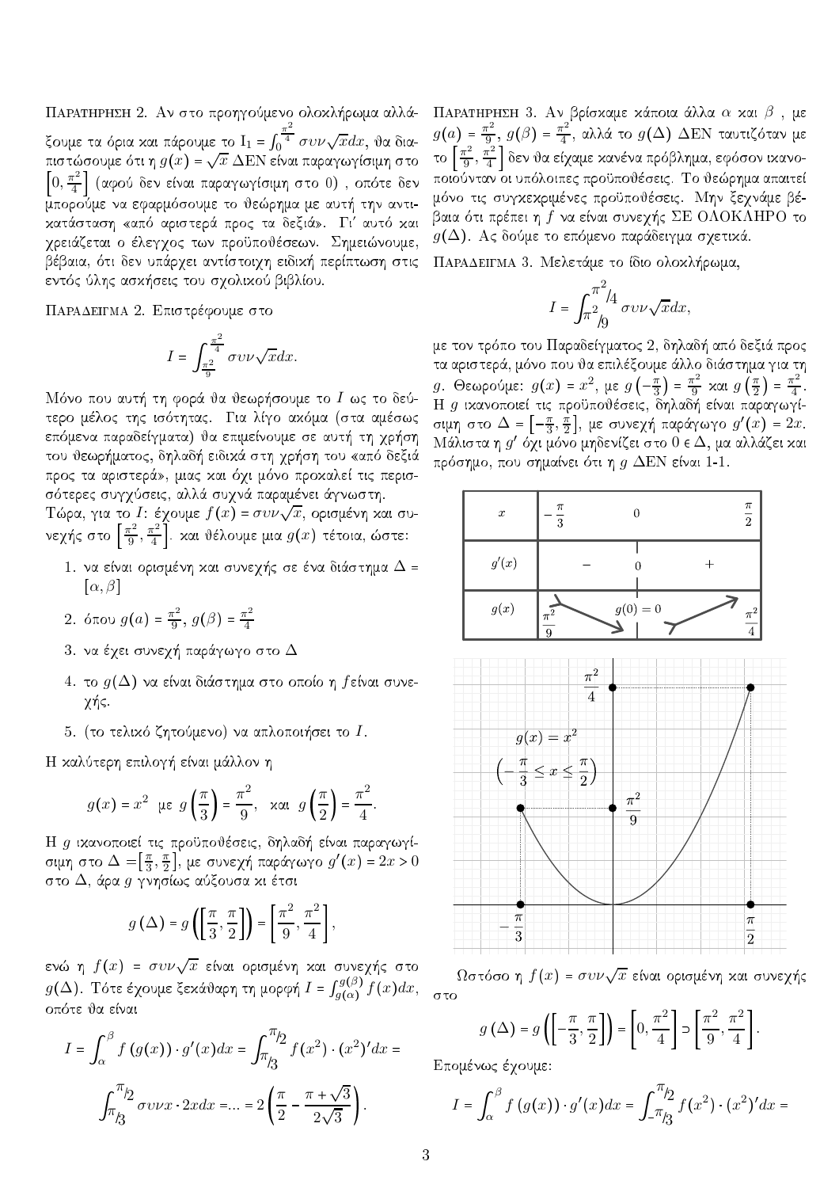Παρατηρηση 2. Αν στο προηγούμενο ολοκλήρωμα αλλάξουμε τα όρια και πάρουμε το $I_1 = \int_0^{\frac{\pi^2}{4}} \sigma\upsilon\nu\sqrt{x}dx$, θα διαπιστώσουμε ότι η $g(x) = \sqrt{x}$ ΔΕΝ είναι παραγωγίσιμη στο $\left[0, \frac{\pi^2}{4}\right]$ (αφού δεν είναι παραγωγίσιμη στο 0) , οπότε δεν μπορούμε να εφαρμόσουμε το θεώρημα με αυτή την αντικατάσταση «από αριστερά προς τα δεξιά». Γι' αυτό και χρειάζεται ο έλεγχος των προϋποθέσεων. Σημειώνουμε, βέβαια, ότι δεν υπάρχει αντίστοιχη ειδική περίπτωση στις εντός ύλης ασκήσεις του σχολικού βιβλίου.

Παραδειγμα 2. Επιστρέφουμε στο

$$I = \int_{\frac{\pi^2}{9}}^{\frac{\pi^2}{4}} \sigma\upsilon\nu\sqrt{x}dx.$$

Μόνο που αυτή τη φορά θα θεωρήσουμε το $I$ ως το δεύτερο μέλος της ισότητας. Για λίγο ακόμα (στα αμέσως επόμενα παραδείγματα) θα επιμείνουμε σε αυτή τη χρήση του θεωρήματος, δηλαδή ειδικά στη χρήση του «από δεξιά προς τα αριστερά», μιας και όχι μόνο προκαλεί τις περισσότερες συγχύσεις, αλλά συχνά παραμένει άγνωστη.
Τώρα, για το $I$: έχουμε $f(x) = \sigma\upsilon\nu\sqrt{x}$, ορισμένη και συνεχής στο $\left[\frac{\pi^2}{9}, \frac{\pi^2}{4}\right]$. και θέλουμε μια $g(x)$ τέτοια, ώστε:

1. να είναι ορισμένη και συνεχής σε ένα διάστημα $\Delta = [\alpha, \beta]$
2. όπου $g(a) = \frac{\pi^2}{9}$, $g(\beta) = \frac{\pi^2}{4}$
3. να έχει συνεχή παράγωγο στο $\Delta$
4. το $g(\Delta)$ να είναι διάστημα στο οποίο η $f$είναι συνεχής.
5. (το τελικό ζητούμενο) να απλοποιήσει το $I$.

Η καλύτερη επιλογή είναι μάλλον η

$$g(x) = x^2 \text{ με } g\left(\frac{\pi}{3}\right) = \frac{\pi^2}{9}, \text{ και } g\left(\frac{\pi}{2}\right) = \frac{\pi^2}{4}.$$

Η $g$ ικανοποιεί τις προϋποθέσεις, δηλαδή είναι παραγωγίσιμη στο $\Delta = \left[\frac{\pi}{3}, \frac{\pi}{2}\right]$, με συνεχή παράγωγο $g'(x) = 2x > 0$ στο $\Delta$, άρα $g$ γνησίως αύξουσα κι έτσι

$$g(\Delta) = g\left(\left[\frac{\pi}{3}, \frac{\pi}{2}\right]\right) = \left[\frac{\pi^2}{9}, \frac{\pi^2}{4}\right],$$

ενώ η $f(x) = \sigma\upsilon\nu\sqrt{x}$ είναι ορισμένη και συνεχής στο $g(\Delta)$. Τότε έχουμε ξεκάθαρη τη μορφή $I = \int_{g(\alpha)}^{g(\beta)} f(x)dx$, οπότε θα είναι

$$I = \int_{\alpha}^{\beta} f(g(x)) \cdot g'(x)dx = \int_{\pi/3}^{\pi/2} f(x^2) \cdot (x^2)'dx =$$

$$\int_{\pi/3}^{\pi/2} \sigma\upsilon\nu x \cdot 2xdx = ... = 2\left(\frac{\pi}{2} - \frac{\pi + \sqrt{3}}{2\sqrt{3}}\right).$$

Παρατηρηση 3. Αν βρίσκαμε κάποια άλλα $\alpha$ και $\beta$ , με $g(a) = \frac{\pi^2}{9}$, $g(\beta) = \frac{\pi^2}{4}$, αλλά το $g(\Delta)$ ΔΕΝ ταυτιζόταν με το $\left[\frac{\pi^2}{9}, \frac{\pi^2}{4}\right]$ δεν θα είχαμε κανένα πρόβλημα, εφόσον ικανοποιούνταν οι υπόλοιπες προϋποθέσεις. Το θεώρημα απαιτεί μόνο τις συγκεκριμένες προϋποθέσεις. Μην ξεχνάμε βέβαια ότι πρέπει η $f$ να είναι συνεχής ΣΕ ΟΛΟΚΛΗΡΟ το $g(\Delta)$. Ας δούμε το επόμενο παράδειγμα σχετικά.

Παραδειγμα 3. Μελετάμε το ίδιο ολοκλήρωμα,

$$I = \int_{\pi^2/9}^{\pi^2/4} \sigma\upsilon\nu\sqrt{x}dx,$$

με τον τρόπο του Παραδείγματος 2, δηλαδή από δεξιά προς τα αριστερά, μόνο που θα επιλέξουμε άλλο διάστημα για τη $g$. Θεωρούμε: $g(x) = x^2$, με $g\left(-\frac{\pi}{3}\right) = \frac{\pi^2}{9}$ και $g\left(\frac{\pi}{2}\right) = \frac{\pi^2}{4}$. Η $g$ ικανοποιεί τις προϋποθέσεις, δηλαδή είναι παραγωγίσιμη στο $\Delta = \left[-\frac{\pi}{3}, \frac{\pi}{2}\right]$, με συνεχή παράγωγο $g'(x) = 2x$. Μάλιστα η $g'$ όχι μόνο μηδενίζει στο $0 \in \Delta$, μα αλλάζει και πρόσημο, που σημαίνει ότι η $g$ ΔΕΝ είναι 1-1.

| $x$ | $-\frac{\pi}{3}$ | | $0$ | | $\frac{\pi}{2}$ |
|---|---|---|---|---|---|
| $g'(x)$ | | $-$ | $0$ | $+$ | |
| $g(x)$ | $\frac{\pi^2}{9}$ | ↘ | $g(0) = 0$ | ↗ | $\frac{\pi^2}{4}$ |

$g(x) = x^2$ $\left(-\frac{\pi}{3} \leq x \leq \frac{\pi}{2}\right)$

Ωστόσο η $f(x) = \sigma\upsilon\nu\sqrt{x}$ είναι ορισμένη και συνεχής στο

$$g(\Delta) = g\left(\left[-\frac{\pi}{3}, \frac{\pi}{2}\right]\right) = \left[0, \frac{\pi^2}{4}\right] \supset \left[\frac{\pi^2}{9}, \frac{\pi^2}{4}\right].$$

Επομένως έχουμε:

$$I = \int_{\alpha}^{\beta} f(g(x)) \cdot g'(x)dx = \int_{-\pi/3}^{\pi/2} f(x^2) \cdot (x^2)'dx =$$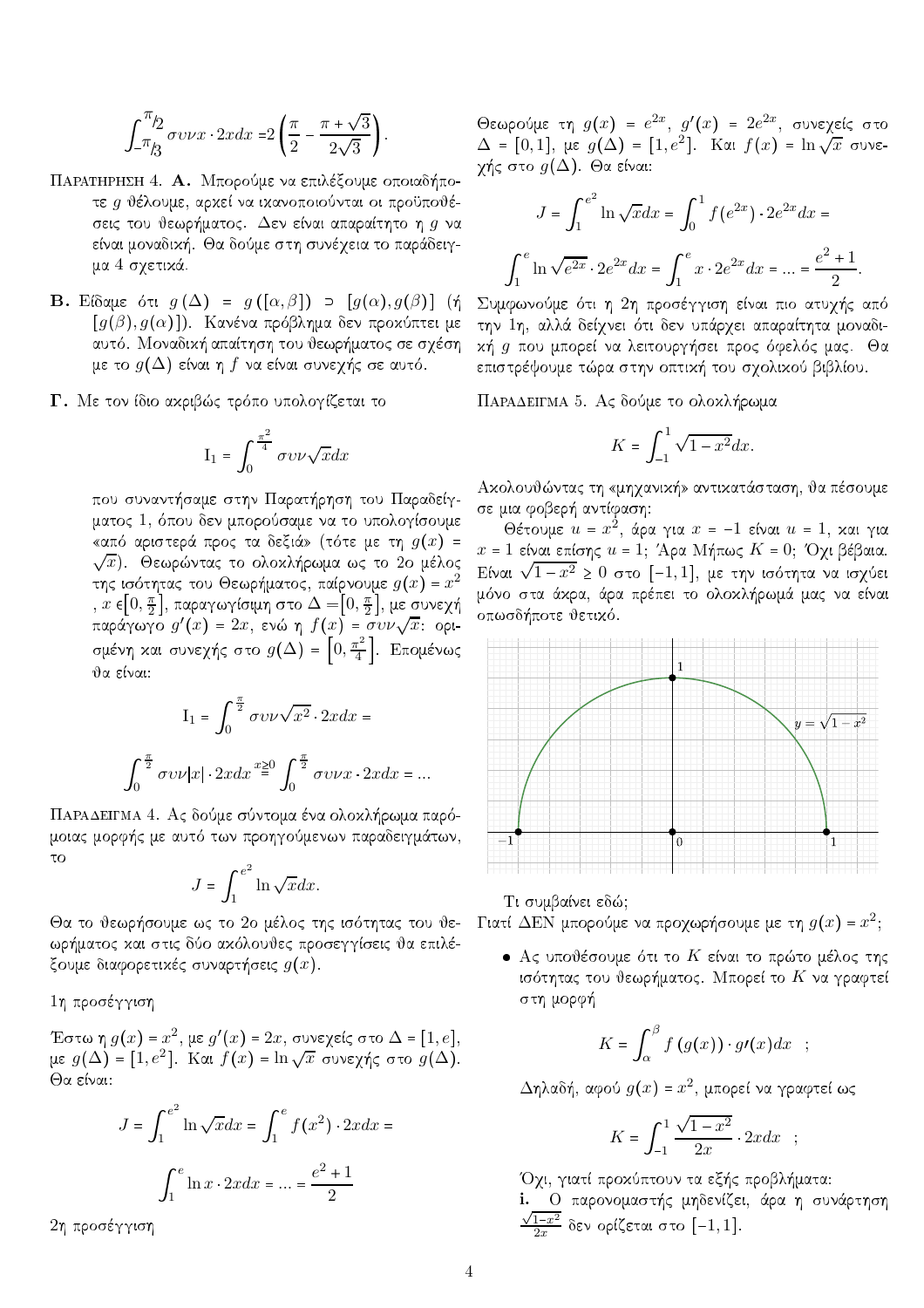$$\int_{-\pi/3}^{\pi/2} \sigma\upsilon\nu x \cdot 2x dx = 2\left(\frac{\pi}{2} - \frac{\pi + \sqrt{3}}{2\sqrt{3}}\right).$$

ΠΑΡΑΤΗΡΗΣΗ 4. **Α.** Μπορούμε να επιλέξουμε οποιαδήποτε $g$ θέλουμε, αρκεί να ικανοποιούνται οι προϋποθέσεις του θεωρήματος. Δεν είναι απαραίτητο η $g$ να είναι μοναδική. Θα δούμε στη συνέχεια το παράδειγμα 4 σχετικά.

**Β.** Είδαμε ότι $g(\Delta) = g([\alpha, \beta]) \supset [g(\alpha), g(\beta)]$ (ή $[g(\beta), g(\alpha)]$). Κανένα πρόβλημα δεν προκύπτει με αυτό. Μοναδική απαίτηση του θεωρήματος σε σχέση με το $g(\Delta)$ είναι η $f$ να είναι συνεχής σε αυτό.

**Γ.** Με τον ίδιο ακριβώς τρόπο υπολογίζεται το

$$\mathrm{I}_1 = \int_0^{\frac{\pi^2}{4}} \sigma\upsilon\nu\sqrt{x} dx$$

που συναντήσαμε στην Παρατήρηση του Παραδείγματος 1, όπου δεν μπορούσαμε να το υπολογίσουμε «από αριστερά προς τα δεξιά» (τότε με τη $g(x) = \sqrt{x}$). Θεωρώντας το ολοκλήρωμα ως το 2ο μέλος της ισότητας του Θεωρήματος, παίρνουμε $g(x) = x^2$, $x \in \left[0, \frac{\pi}{2}\right]$, παραγωγίσιμη στο $\Delta = \left[0, \frac{\pi}{2}\right]$, με συνεχή παράγωγο $g'(x) = 2x$, ενώ η $f(x) = \sigma\upsilon\nu\sqrt{x}$: ορισμένη και συνεχής στο $g(\Delta) = \left[0, \frac{\pi^2}{4}\right]$. Επομένως θα είναι:

$$\mathrm{I}_1 = \int_0^{\frac{\pi}{2}} \sigma\upsilon\nu\sqrt{x^2} \cdot 2x dx =$$

$$\int_0^{\frac{\pi}{2}} \sigma\upsilon\nu|x| \cdot 2x dx \overset{x \geq 0}{=} \int_0^{\frac{\pi}{2}} \sigma\upsilon\nu x \cdot 2x dx = \ldots$$

ΠΑΡΑΔΕΙΓΜΑ 4. Ας δούμε σύντομα ένα ολοκλήρωμα παρόμοιας μορφής με αυτό των προηγούμενων παραδειγμάτων, το

$$J = \int_1^{e^2} \ln\sqrt{x} dx.$$

Θα το θεωρήσουμε ως το 2ο μέλος της ισότητας του θεωρήματος και στις δύο ακόλουθες προσεγγίσεις θα επιλέξουμε διαφορετικές συναρτήσεις $g(x)$.

1η προσέγγιση

Έστω η $g(x) = x^2$, με $g'(x) = 2x$, συνεχείς στο $\Delta = [1, e]$, με $g(\Delta) = [1, e^2]$. Και $f(x) = \ln\sqrt{x}$ συνεχής στο $g(\Delta)$. Θα είναι:

$$J = \int_1^{e^2} \ln\sqrt{x} dx = \int_1^e f(x^2) \cdot 2x dx =$$

$$\int_1^e \ln x \cdot 2x dx = \ldots = \frac{e^2 + 1}{2}$$

2η προσέγγιση

Θεωρούμε τη $g(x) = e^{2x}$, $g'(x) = 2e^{2x}$, συνεχείς στο $\Delta = [0, 1]$, με $g(\Delta) = [1, e^2]$. Και $f(x) = \ln\sqrt{x}$ συνεχής στο $g(\Delta)$. Θα είναι:

$$J = \int_1^{e^2} \ln\sqrt{x} dx = \int_0^1 f(e^{2x}) \cdot 2e^{2x} dx =$$

$$\int_1^e \ln\sqrt{e^{2x}} \cdot 2e^{2x} dx = \int_1^e x \cdot 2e^{2x} dx = \ldots = \frac{e^2 + 1}{2}.$$

Συμφωνούμε ότι η 2η προσέγγιση είναι πιο ατυχής από την 1η, αλλά δείχνει ότι δεν υπάρχει απαραίτητα μοναδική $g$ που μπορεί να λειτουργήσει προς όφελός μας. Θα επιστρέψουμε τώρα στην οπτική του σχολικού βιβλίου.

ΠΑΡΑΔΕΙΓΜΑ 5. Ας δούμε το ολοκλήρωμα

$$K = \int_{-1}^1 \sqrt{1 - x^2} dx.$$

Ακολουθώντας τη «μηχανική» αντικατάσταση, θα πέσουμε σε μια φοβερή αντίφαση:

Θέτουμε $u = x^2$, άρα για $x = -1$ είναι $u = 1$, και για $x = 1$ είναι επίσης $u = 1$; Άρα Μήπως $K = 0$; Όχι βέβαια. Είναι $\sqrt{1 - x^2} \geq 0$ στο $[-1, 1]$, με την ισότητα να ισχύει μόνο στα άκρα, άρα πρέπει το ολοκλήρωμά μας να είναι οπωσδήποτε θετικό.

Τι συμβαίνει εδώ;

Γιατί ΔΕΝ μπορούμε να προχωρήσουμε με τη $g(x) = x^2$;

- Ας υποθέσουμε ότι το $K$ είναι το πρώτο μέλος της ισότητας του θεωρήματος. Μπορεί το $K$ να γραφτεί στη μορφή

$$K = \int_\alpha^\beta f(g(x)) \cdot g'(x) dx \quad ;$$

Δηλαδή, αφού $g(x) = x^2$, μπορεί να γραφτεί ως

$$K = \int_{-1}^1 \frac{\sqrt{1 - x^2}}{2x} \cdot 2x dx \quad ;$$

Όχι, γιατί προκύπτουν τα εξής προβλήματα:

**i.** Ο παρονομαστής μηδενίζει, άρα η συνάρτηση $\frac{\sqrt{1-x^2}}{2x}$ δεν ορίζεται στο $[-1, 1]$.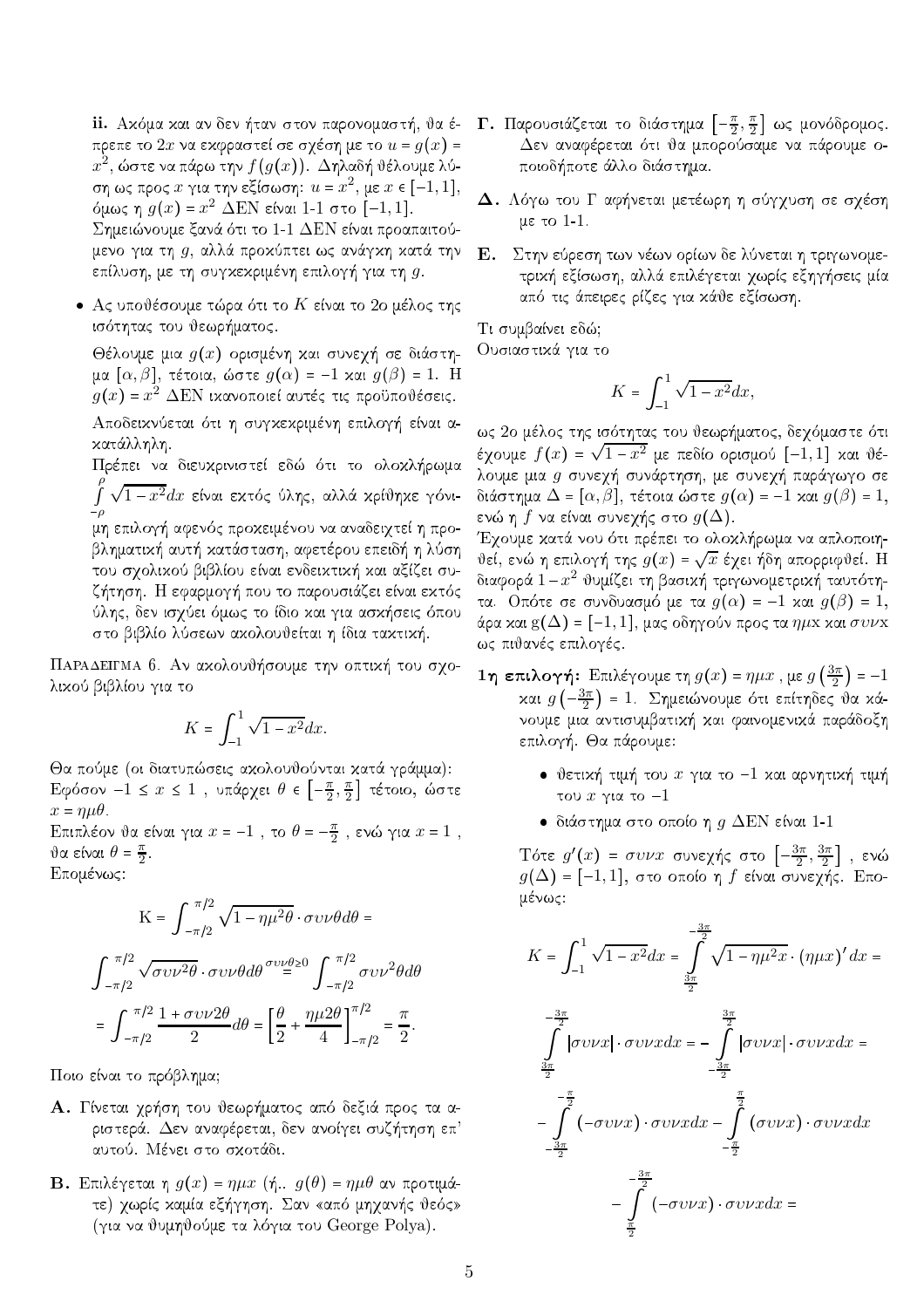**ii.** Ακόμα και αν δεν ήταν στον παρονομαστή, θα έπρεπε το $2x$ να εκφραστεί σε σχέση με το $u = g(x) = x^2$, ώστε να πάρω την $f(g(x))$. Δηλαδή θέλουμε λύση ως προς $x$ για την εξίσωση: $u = x^2$, με $x \in [-1, 1]$, όμως η $g(x) = x^2$ ΔΕΝ είναι 1-1 στο $[-1, 1]$.
Σημειώνουμε ξανά ότι το 1-1 ΔΕΝ είναι προαπαιτούμενο για τη $g$, αλλά προκύπτει ως ανάγκη κατά την επίλυση, με τη συγκεκριμένη επιλογή για τη $g$.

- Ας υποθέσουμε τώρα ότι το $K$ είναι το 2ο μέλος της ισότητας του θεωρήματος.

  Θέλουμε μια $g(x)$ ορισμένη και συνεχή σε διάστημα $[\alpha, \beta]$, τέτοια, ώστε $g(\alpha) = -1$ και $g(\beta) = 1$. Η $g(x) = x^2$ ΔΕΝ ικανοποιεί αυτές τις προϋποθέσεις.

  Αποδεικνύεται ότι η συγκεκριμένη επιλογή είναι ακατάλληλη.
  Πρέπει να διευκρινιστεί εδώ ότι το ολοκλήρωμα $\int_{-\rho}^{\rho} \sqrt{1-x^2}dx$ είναι εκτός ύλης, αλλά κρίθηκε γόνιμη επιλογή αφενός προκειμένου να αναδειχτεί η προβληματική αυτή κατάσταση, αφετέρου επειδή η λύση του σχολικού βιβλίου είναι ενδεικτική και αξίζει συζήτηση. Η εφαρμογή που το παρουσιάζει είναι εκτός ύλης, δεν ισχύει όμως το ίδιο και για ασκήσεις όπου στο βιβλίο λύσεων ακολουθείται η ίδια τακτική.

Παράδειγμα 6. Αν ακολουθήσουμε την οπτική του σχολικού βιβλίου για το

$$K = \int_{-1}^{1} \sqrt{1-x^2}dx.$$

Θα πούμε (οι διατυπώσεις ακολουθούνται κατά γράμμα):
Εφόσον $-1 \le x \le 1$ , υπάρχει $\theta \in \left[-\frac{\pi}{2}, \frac{\pi}{2}\right]$ τέτοιο, ώστε $x = \eta\mu\theta$.
Επιπλέον θα είναι για $x = -1$ , το $\theta = -\frac{\pi}{2}$ , ενώ για $x = 1$ , θα είναι $\theta = \frac{\pi}{2}$.
Επομένως:

$$\mathrm{K} = \int_{-\pi/2}^{\pi/2} \sqrt{1-\eta\mu^2\theta} \cdot \sigma\upsilon\nu\theta d\theta =$$

$$\int_{-\pi/2}^{\pi/2} \sqrt{\sigma\upsilon\nu^2\theta} \cdot \sigma\upsilon\nu\theta d\theta \overset{\sigma\upsilon\nu\theta \ge 0}{=} \int_{-\pi/2}^{\pi/2} \sigma\upsilon\nu^2\theta d\theta$$

$$= \int_{-\pi/2}^{\pi/2} \frac{1+\sigma\upsilon\nu 2\theta}{2} d\theta = \left[\frac{\theta}{2} + \frac{\eta\mu 2\theta}{4}\right]_{-\pi/2}^{\pi/2} = \frac{\pi}{2}.$$

Ποιο είναι το πρόβλημα;

**Α.** Γίνεται χρήση του θεωρήματος από δεξιά προς τα αριστερά. Δεν αναφέρεται, δεν ανοίγει συζήτηση επ' αυτού. Μένει στο σκοτάδι.

**Β.** Επιλέγεται η $g(x) = \eta\mu x$ (ή.. $g(\theta) = \eta\mu\theta$ αν προτιμάτε) χωρίς καμία εξήγηση. Σαν «από μηχανής θεός» (για να θυμηθούμε τα λόγια του George Polya).

**Γ.** Παρουσιάζεται το διάστημα $\left[-\frac{\pi}{2}, \frac{\pi}{2}\right]$ ως μονόδρομος. Δεν αναφέρεται ότι θα μπορούσαμε να πάρουμε οποιοδήποτε άλλο διάστημα.

**Δ.** Λόγω του Γ αφήνεται μετέωρη η σύγχυση σε σχέση με το 1-1.

**Ε.** Στην εύρεση των νέων ορίων δε λύνεται η τριγωνομετρική εξίσωση, αλλά επιλέγεται χωρίς εξηγήσεις μία από τις άπειρες ρίζες για κάθε εξίσωση.

Τι συμβαίνει εδώ;
Ουσιαστικά για το

$$K = \int_{-1}^{1} \sqrt{1-x^2}dx,$$

ως 2ο μέλος της ισότητας του θεωρήματος, δεχόμαστε ότι έχουμε $f(x) = \sqrt{1-x^2}$ με πεδίο ορισμού $[-1, 1]$ και θέλουμε μια $g$ συνεχή συνάρτηση, με συνεχή παράγωγο σε διάστημα $\Delta = [\alpha, \beta]$, τέτοια ώστε $g(\alpha) = -1$ και $g(\beta) = 1$, ενώ η $f$ να είναι συνεχής στο $g(\Delta)$.
Έχουμε κατά νου ότι πρέπει το ολοκλήρωμα να απλοποιηθεί, ενώ η επιλογή της $g(x) = \sqrt{x}$ έχει ήδη απορριφθεί. Η διαφορά $1 - x^2$ θυμίζει τη βασική τριγωνομετρική ταυτότητα. Οπότε σε συνδυασμό με τα $g(\alpha) = -1$ και $g(\beta) = 1$, άρα και $\mathrm{g}(\Delta) = [-1, 1]$, μας οδηγούν προς τα $\eta\mu x$ και $\sigma\upsilon\nu x$ ως πιθανές επιλογές.

**1η επιλογή:** Επιλέγουμε τη $g(x) = \eta\mu x$ , με $g\left(\frac{3\pi}{2}\right) = -1$ και $g\left(-\frac{3\pi}{2}\right) = 1$. Σημειώνουμε ότι επίτηδες θα κάνουμε μια αντισυμβατική και φαινομενικά παράδοξη επιλογή. Θα πάρουμε:

- θετική τιμή του $x$ για το $-1$ και αρνητική τιμή του $x$ για το $-1$
- διάστημα στο οποίο η $g$ ΔΕΝ είναι 1-1

Τότε $g'(x) = \sigma\upsilon\nu x$ συνεχής στο $\left[-\frac{3\pi}{2}, \frac{3\pi}{2}\right]$ , ενώ $g(\Delta) = [-1, 1]$, στο οποίο η $f$ είναι συνεχής. Επομένως:

$$K = \int_{-1}^{1} \sqrt{1-x^2}dx = \int_{\frac{3\pi}{2}}^{-\frac{3\pi}{2}} \sqrt{1-\eta\mu^2 x} \cdot (\eta\mu x)' dx =$$

$$\int_{\frac{3\pi}{2}}^{-\frac{3\pi}{2}} |\sigma\upsilon\nu x| \cdot \sigma\upsilon\nu x dx = -\int_{-\frac{3\pi}{2}}^{\frac{3\pi}{2}} |\sigma\upsilon\nu x| \cdot \sigma\upsilon\nu x dx =$$

$$-\int_{-\frac{3\pi}{2}}^{-\frac{\pi}{2}} (-\sigma\upsilon\nu x) \cdot \sigma\upsilon\nu x dx - \int_{-\frac{\pi}{2}}^{\frac{\pi}{2}} (\sigma\upsilon\nu x) \cdot \sigma\upsilon\nu x dx$$

$$-\int_{\frac{\pi}{2}}^{-\frac{3\pi}{2}} (-\sigma\upsilon\nu x) \cdot \sigma\upsilon\nu x dx =$$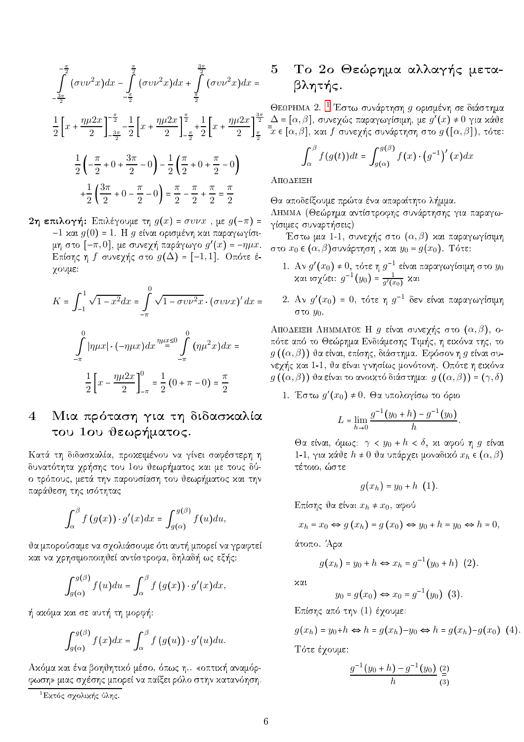$$\int_{-\frac{3\pi}{2}}^{-\frac{\pi}{2}} (\sigma\upsilon\nu^2 x)dx - \int_{-\frac{\pi}{2}}^{\frac{\pi}{2}} (\sigma\upsilon\nu^2 x)dx + \int_{\frac{\pi}{2}}^{\frac{3\pi}{2}} (\sigma\upsilon\nu^2 x)dx =$$

$$\frac{1}{2}\left[x + \frac{\eta\mu 2x}{2}\right]_{-\frac{3\pi}{2}}^{-\frac{\pi}{2}} - \frac{1}{2}\left[x + \frac{\eta\mu 2x}{2}\right]_{-\frac{\pi}{2}}^{\frac{\pi}{2}} + \frac{1}{2}\left[x + \frac{\eta\mu 2x}{2}\right]_{\frac{\pi}{2}}^{\frac{3\pi}{2}} =$$

$$\frac{1}{2}\left(-\frac{\pi}{2} + 0 + \frac{3\pi}{2} - 0\right) - \frac{1}{2}\left(\frac{\pi}{2} + 0 + \frac{\pi}{2} - 0\right)$$

$$+\frac{1}{2}\left(\frac{3\pi}{2} + 0 - \frac{\pi}{2} - 0\right) = \frac{\pi}{2} - \frac{\pi}{2} + \frac{\pi}{2} = \frac{\pi}{2}$$

**2η επιλογή:** Επιλέγουμε τη $g(x) = \sigma\upsilon\nu x$ , με $g(-\pi) = -1$ και $g(0) = 1$. Η $g$ είναι ορισμένη και παραγωγίσιμη στο $[-\pi, 0]$, με συνεχή παράγωγο $g'(x) = -\eta\mu x$. Επίσης η $f$ συνεχής στο $g(\Delta) = [-1, 1]$. Οπότε έχουμε:

$$K = \int_{-1}^{1} \sqrt{1 - x^2}dx = \int_{-\pi}^{0} \sqrt{1 - \sigma\upsilon\nu^2 x} \cdot (\sigma\upsilon\nu x)' \, dx =$$

$$\int_{-\pi}^{0} |\eta\mu x| \cdot (-\eta\mu x)dx \overset{\eta\mu x \le 0}{=} \int_{-\pi}^{0} (\eta\mu^2 x)dx =$$

$$\frac{1}{2}\left[x - \frac{\eta\mu 2x}{2}\right]_{-\pi}^{0} = \frac{1}{2}(0 + \pi - 0) = \frac{\pi}{2}$$

## 4 Μια πρόταση για τη διδασκαλία του 1ου θεωρήματος.

Κατά τη διδασκαλία, προκειμένου να γίνει σαφέστερη η δυνατότητα χρήσης του 1ου θεωρήματος και με τους δύο τρόπους, μετά την παρουσίαση του θεωρήματος και την παράθεση της ισότητας

$$\int_{\alpha}^{\beta} f(g(x)) \cdot g'(x)dx = \int_{g(\alpha)}^{g(\beta)} f(u)du,$$

θα μπορούσαμε να σχολιάσουμε ότι αυτή μπορεί να γραφτεί και να χρησιμοποιηθεί αντίστροφα, δηλαδή ως εξής:

$$\int_{g(\alpha)}^{g(\beta)} f(u)du = \int_{\alpha}^{\beta} f(g(x)) \cdot g'(x)dx,$$

ή ακόμα και σε αυτή τη μορφή:

$$\int_{g(\alpha)}^{g(\beta)} f(x)dx = \int_{\alpha}^{\beta} f(g(u)) \cdot g'(u)du.$$

Ακόμα και ένα βοηθητικό μέσο, όπως η.. «οπτική αναμόρφωση» μιας σχέσης μπορεί να παίξει ρόλο στην κατανόηση.

## 5 Το 2ο Θεώρημα αλλαγής μεταβλητής.

Θεωρημα 2. [1] Έστω συνάρτηση $g$ ορισμένη σε διάστημα $\Delta = [\alpha, \beta]$, συνεχώς παραγωγίσιμη, με $g'(x) \neq 0$ για κάθε $x \in [\alpha, \beta]$, και $f$ συνεχής συνάρτηση στο $g([\alpha, \beta])$, τότε:

$$\int_{\alpha}^{\beta} f(g(t))dt = \int_{g(\alpha)}^{g(\beta)} f(x) \cdot \left(g^{-1}\right)'(x)dx$$

Αποδειξη

Θα αποδείξουμε πρώτα ένα απαραίτητο λήμμα.

Λημμα (Θεώρημα αντίστροφης συνάρτησης για παραγωγίσιμες συναρτήσεις)

Έστω μια 1-1, συνεχής στο $(\alpha, \beta)$ και παραγωγίσιμη στο $x_0 \in (\alpha, \beta)$συνάρτηση , και $y_0 = g(x_0)$. Τότε:

1. Αν $g'(x_0) \neq 0$, τότε η $g^{-1}$ είναι παραγωγίσιμη στο $y_0$ και ισχύει: $g^{-1}(y_0) = \frac{1}{g'(x_0)}$ και

2. Αν $g'(x_0) = 0$, τότε η $g^{-1}$ δεν είναι παραγωγίσιμη στο $y_0$.

Αποδειξη Λημματος Η $g$ είναι συνεχής στο $(\alpha, \beta)$, οπότε από το Θεώρημα Ενδιάμεσης Τιμής, η εικόνα της, το $g((\alpha, \beta))$ θα είναι, επίσης, διάστημα. Εφόσον η $g$ είναι συνεχής και 1-1, θα είναι γνησίως μονότονη. Οπότε η εικόνα $g((\alpha, \beta))$ θα είναι το ανοικτό διάστημα: $g((\alpha, \beta)) = (\gamma, \delta)$

1. Έστω $g'(x_0) \neq 0$. Θα υπολογίσω το όριο

$$L = \lim_{h \to 0} \frac{g^{-1}(y_0 + h) - g^{-1}(y_0)}{h}.$$

Θα είναι, όμως: $\gamma < y_0 + h < \delta$, κι αφού η $g$ είναι 1-1, για κάθε $h \neq 0$ θα υπάρχει μοναδικό $x_h \in (\alpha, \beta)$ τέτοιο, ώστε

$$g(x_h) = y_0 + h \;\; (1).$$

Επίσης θα είναι $x_h \neq x_0$, αφού

$$x_h = x_0 \Leftrightarrow g(x_h) = g(x_0) \Leftrightarrow y_0 + h = y_0 \Leftrightarrow h = 0,$$

άτοπο. Άρα

$$g(x_h) = y_0 + h \Leftrightarrow x_h = g^{-1}(y_0 + h) \;\; (2).$$

και

$$y_0 = g(x_0) \Leftrightarrow x_0 = g^{-1}(y_0) \;\; (3).$$

Επίσης από την (1) έχουμε:

$$g(x_h) = y_0 + h \Leftrightarrow h = g(x_h) - y_0 \Leftrightarrow h = g(x_h) - g(x_0) \;\; (4).$$

Τότε έχουμε:

$$\frac{g^{-1}(y_0 + h) - g^{-1}(y_0)}{h} \underset{(3)}{\overset{(2)}{=}}$$

[1] Εκτός σχολικής ύλης.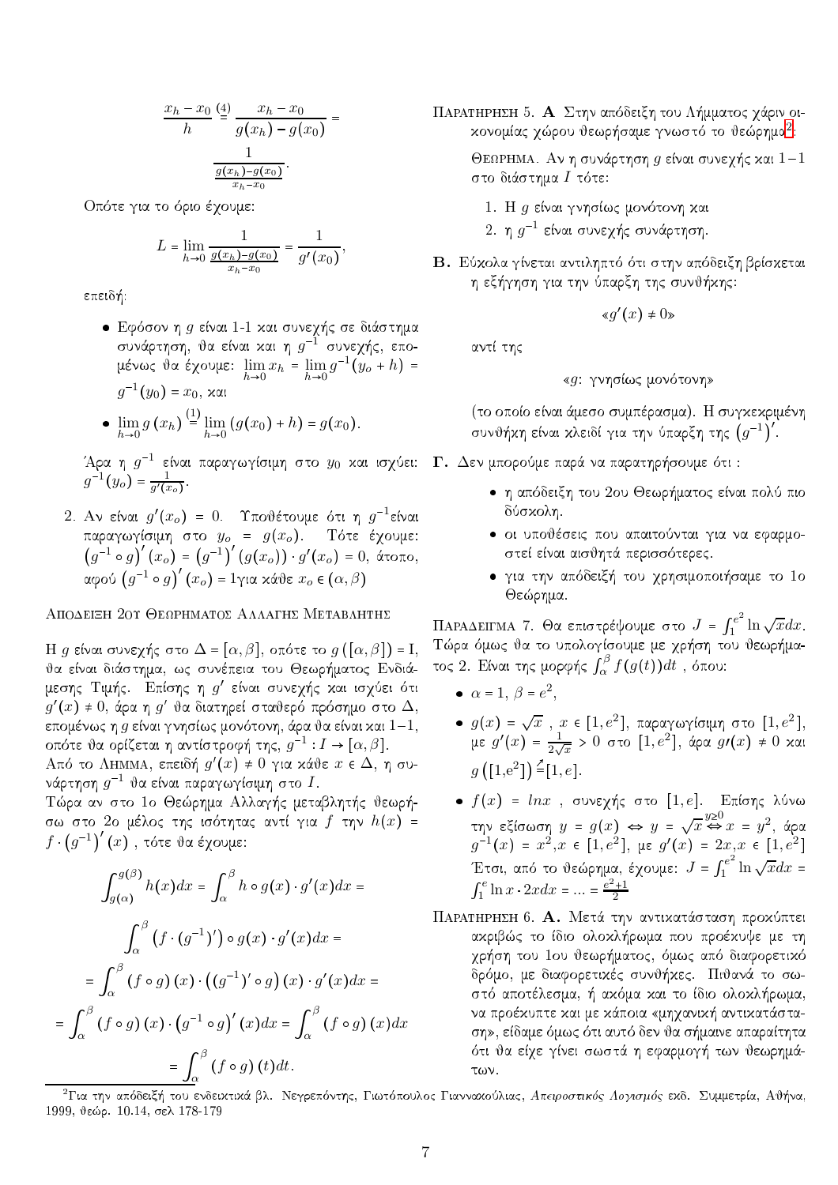$$\frac{x_h - x_0}{h} \overset{(4)}{=} \frac{x_h - x_0}{g(x_h) - g(x_0)} = \frac{1}{\frac{g(x_h)-g(x_0)}{x_h - x_0}}.$$

Οπότε για το όριο έχουμε:

$$L = \lim_{h\to 0} \frac{1}{\frac{g(x_h)-g(x_0)}{x_h-x_0}} = \frac{1}{g'(x_0)},$$

επειδή:

- Εφόσον η $g$ είναι 1-1 και συνεχής σε διάστημα συνάρτηση, θα είναι και η $g^{-1}$ συνεχής, επομένως θα έχουμε: $\lim_{h\to 0} x_h = \lim_{h\to 0} g^{-1}(y_o + h) = g^{-1}(y_0) = x_0$, και
- $\lim_{h\to 0} g(x_h) \overset{(1)}{=} \lim_{h\to 0}(g(x_0) + h) = g(x_0)$.

Άρα η $g^{-1}$ είναι παραγωγίσιμη στο $y_0$ και ισχύει: $g^{-1}(y_o) = \frac{1}{g'(x_o)}$.

2. Αν είναι $g'(x_o) = 0$. Υποθέτουμε ότι η $g^{-1}$είναι παραγωγίσιμη στο $y_o = g(x_o)$. Τότε έχουμε: $\left(g^{-1}\circ g\right)'(x_o) = \left(g^{-1}\right)'(g(x_o))\cdot g'(x_o) = 0$, άτοπο, αφού $\left(g^{-1}\circ g\right)'(x_o) = 1$για κάθε $x_o \in (\alpha, \beta)$

### Απόδειξη 2ου Θεωρήματος Αλλαγής Μεταβλητής

Η $g$ είναι συνεχής στο $\Delta = [\alpha, \beta]$, οπότε το $g([\alpha, \beta]) = \mathrm{I}$, θα είναι διάστημα, ως συνέπεια του Θεωρήματος Ενδιάμεσης Τιμής. Επίσης η $g'$ είναι συνεχής και ισχύει ότι $g'(x) \neq 0$, άρα η $g'$ θα διατηρεί σταθερό πρόσημο στο $\Delta$, επομένως η $g$ είναι γνησίως μονότονη, άρα θα είναι και $1-1$, οπότε θα ορίζεται η αντίστροφή της, $g^{-1}: I \to [\alpha, \beta]$.

Από το Λημμα, επειδή $g'(x) \neq 0$ για κάθε $x \in \Delta$, η συνάρτηση $g^{-1}$ θα είναι παραγωγίσιμη στο $I$.

Τώρα αν στο 1ο Θεώρημα Αλλαγής μεταβλητής θεωρήσω στο 2ο μέλος της ισότητας αντί για $f$ την $h(x) = f\cdot\left(g^{-1}\right)'(x)$ , τότε θα έχουμε:

$$\int_{g(\alpha)}^{g(\beta)} h(x)dx = \int_{\alpha}^{\beta} h\circ g(x)\cdot g'(x)dx =$$

$$\int_{\alpha}^{\beta}\left(f\cdot(g^{-1})'\right)\circ g(x)\cdot g'(x)dx =$$

$$= \int_{\alpha}^{\beta}(f\circ g)(x)\cdot\left((g^{-1})'\circ g\right)(x)\cdot g'(x)dx =$$

$$= \int_{\alpha}^{\beta}(f\circ g)(x)\cdot\left(g^{-1}\circ g\right)'(x)dx = \int_{\alpha}^{\beta}(f\circ g)(x)dx$$

$$= \int_{\alpha}^{\beta}(f\circ g)(t)dt.$$

Παρατηρηση 5. **Α** Στην απόδειξη του Λήμματος χάριν οικονομίας χώρου θεωρήσαμε γνωστό το θεώρημα[2]:

Θεωρημα. Αν η συνάρτηση $g$ είναι συνεχής και $1-1$ στο διάστημα $I$ τότε:

1. Η $g$ είναι γνησίως μονότονη και
2. η $g^{-1}$ είναι συνεχής συνάρτηση.

**Β.** Εύκολα γίνεται αντιληπτό ότι στην απόδειξη βρίσκεται η εξήγηση για την ύπαρξη της συνθήκης:

«$g'(x) \neq 0$»

αντί της

«$g$: γνησίως μονότονη»

(το οποίο είναι άμεσο συμπέρασμα). Η συγκεκριμένη συνθήκη είναι κλειδί για την ύπαρξη της $\left(g^{-1}\right)'$.

**Γ.** Δεν μπορούμε παρά να παρατηρήσουμε ότι :

- η απόδειξη του 2ου Θεωρήματος είναι πολύ πιο δύσκολη.
- οι υποθέσεις που απαιτούνται για να εφαρμοστεί είναι αισθητά περισσότερες.
- για την απόδειξή του χρησιμοποιήσαμε το 1ο Θεώρημα.

Παραδειγμα 7. Θα επιστρέψουμε στο $J = \int_1^{e^2} \ln\sqrt{x}dx$. Τώρα όμως θα το υπολογίσουμε με χρήση του θεωρήματος 2. Είναι της μορφής $\int_{\alpha}^{\beta} f(g(t))dt$ , όπου:

- $\alpha = 1$, $\beta = e^2$,
- $g(x) = \sqrt{x}$ , $x \in [1, e^2]$, παραγωγίσιμη στο $[1, e^2]$, με $g'(x) = \frac{1}{2\sqrt{x}} > 0$ στο $[1, e^2]$, άρα $g\prime(x) \neq 0$ και $g\left([1, e^2]\right) \overset{\nearrow}{=} [1, e]$.
- $f(x) = lnx$ , συνεχής στο $[1, e]$. Επίσης λύνω την εξίσωση $y = g(x) \Leftrightarrow y = \sqrt{x} \overset{y\geq 0}{\Leftrightarrow} x = y^2$, άρα $g^{-1}(x) = x^2, x \in [1, e^2]$, με $g'(x) = 2x, x \in [1, e^2]$ Έτσι, από το θεώρημα, έχουμε: $J = \int_1^{e^2} \ln\sqrt{x}dx = \int_1^{e} \ln x \cdot 2xdx = \ldots = \frac{e^2+1}{2}$

Παρατηρηση 6. **Α.** Μετά την αντικατάσταση προκύπτει ακριβώς το ίδιο ολοκλήρωμα που προέκυψε με τη χρήση του 1ου θεωρήματος, όμως από διαφορετικό δρόμο, με διαφορετικές συνθήκες. Πιθανά το σωστό αποτέλεσμα, ή ακόμα και το ίδιο ολοκλήρωμα, να προέκυπτε και με κάποια «μηχανική αντικατάσταση», είδαμε όμως ότι αυτό δεν θα σήμαινε απαραίτητα ότι θα είχε γίνει σωστά η εφαρμογή των θεωρημάτων.

[2]Για την απόδειξή του ενδεικτικά βλ. Νεγρεπόντης, Γιωτόπουλος Γιαννακούλιας, *Απειροστικός Λογισμός* εκδ. Συμμετρία, Αθήνα, 1999, θεώρ. 10.14, σελ 178-179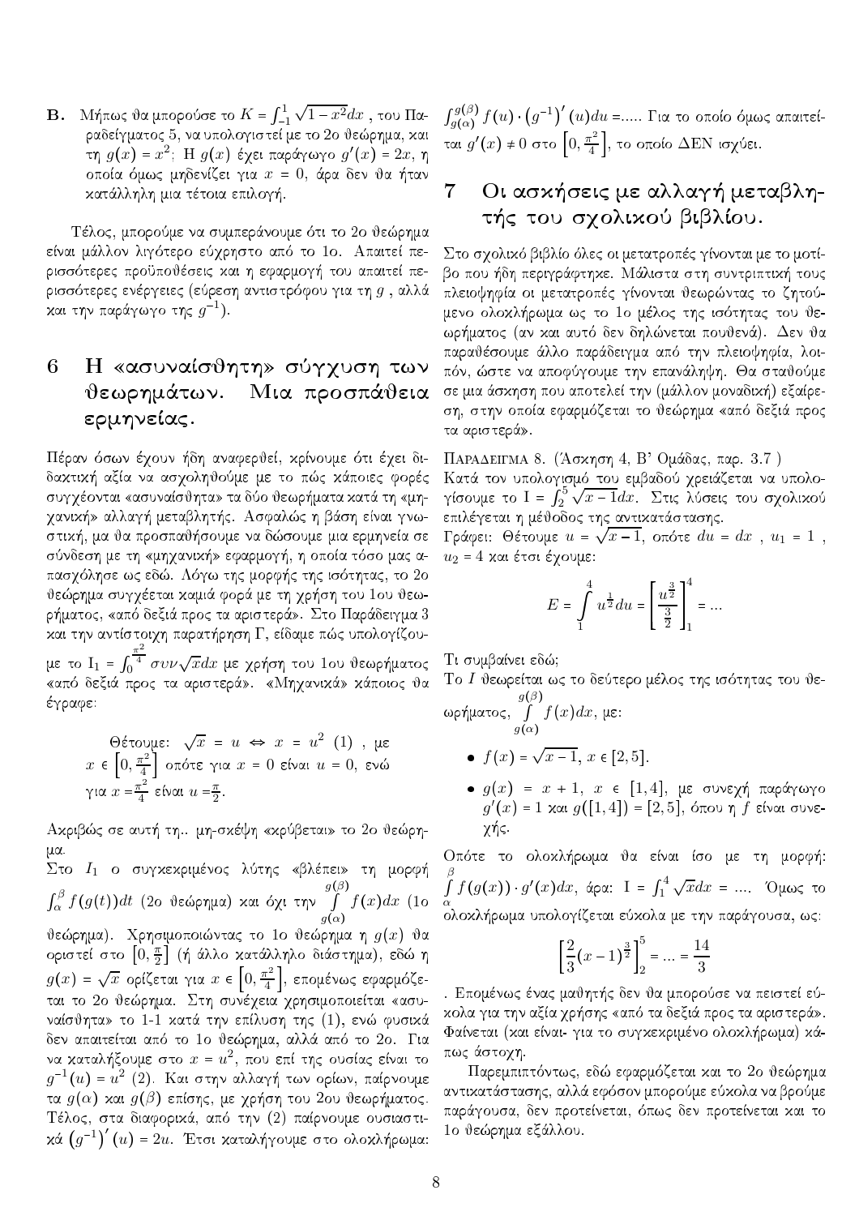**Β.** Μήπως θα μπορούσε το $K = \int_{-1}^{1}\sqrt{1-x^2}dx$ , του Παραδείγματος 5, να υπολογιστεί με το 2ο θεώρημα, και τη $g(x) = x^2$; Η $g(x)$ έχει παράγωγο $g'(x) = 2x$, η οποία όμως μηδενίζει για $x = 0$, άρα δεν θα ήταν κατάλληλη μια τέτοια επιλογή.

Τέλος, μπορούμε να συμπεράνουμε ότι το 2ο θεώρημα είναι μάλλον λιγότερο εύχρηστο από το 1ο. Απαιτεί περισσότερες προϋποθέσεις και η εφαρμογή του απαιτεί περισσότερες ενέργειες (εύρεση αντιστρόφου για τη $g$ , αλλά και την παράγωγο της $g^{-1}$).

# 6 Η «ασυναίσθητη» σύγχυση των θεωρημάτων. Μια προσπάθεια ερμηνείας.

Πέραν όσων έχουν ήδη αναφερθεί, κρίνουμε ότι έχει διδακτική αξία να ασχοληθούμε με το πώς κάποιες φορές συγχέονται «ασυναίσθητα» τα δύο θεωρήματα κατά τη «μηχανική» αλλαγή μεταβλητής. Ασφαλώς η βάση είναι γνωστική, μα θα προσπαθήσουμε να δώσουμε μια ερμηνεία σε σύνδεση με τη «μηχανική» εφαρμογή, η οποία τόσο μας απασχόλησε ως εδώ. Λόγω της μορφής της ισότητας, το 2ο θεώρημα συγχέεται καμιά φορά με τη χρήση του 1ου θεωρήματος, «από δεξιά προς τα αριστερά». Στο Παράδειγμα 3 και την αντίστοιχη παρατήρηση Γ, είδαμε πώς υπολογίζουμε το $I_1 = \int_0^{\frac{\pi^2}{4}} \sigma\upsilon\nu\sqrt{x}dx$ με χρήση του 1ου θεωρήματος «από δεξιά προς τα αριστερά». «Μηχανικά» κάποιος θα έγραφε:

> Θέτουμε: $\sqrt{x} = u \Leftrightarrow x = u^2$ (1) , με $x \in \left[0, \frac{\pi^2}{4}\right]$ οπότε για $x = 0$ είναι $u = 0$, ενώ για $x = \frac{\pi^2}{4}$ είναι $u = \frac{\pi}{2}$.

Ακριβώς σε αυτή τη.. μη-σκέψη «κρύβεται» το 2ο θεώρημα.

Στο $I_1$ ο συγκεκριμένος λύτης «βλέπει» τη μορφή $\int_\alpha^\beta f(g(t))dt$ (2ο θεώρημα) και όχι την $\int_{g(\alpha)}^{g(\beta)} f(x)dx$ (1ο θεώρημα). Χρησιμοποιώντας το 1ο θεώρημα η $g(x)$ θα οριστεί στο $\left[0, \frac{\pi}{2}\right]$ (ή άλλο κατάλληλο διάστημα), εδώ η $g(x) = \sqrt{x}$ ορίζεται για $x \in \left[0, \frac{\pi^2}{4}\right]$, επομένως εφαρμόζεται το 2ο θεώρημα. Στη συνέχεια χρησιμοποιείται «ασυναίσθητα» το 1-1 κατά την επίλυση της (1), ενώ φυσικά δεν απαιτείται από το 1ο θεώρημα, αλλά από το 2ο. Για να καταλήξουμε στο $x = u^2$, που επί της ουσίας είναι το $g^{-1}(u) = u^2$ (2). Και στην αλλαγή των ορίων, παίρνουμε τα $g(\alpha)$ και $g(\beta)$ επίσης, με χρήση του 2ου θεωρήματος. Τέλος, στα διαφορικά, από την (2) παίρνουμε ουσιαστικά $\left(g^{-1}\right)'(u) = 2u$. Έτσι καταλήγουμε στο ολοκλήρωμα: $\int_{g(\alpha)}^{g(\beta)} f(u)\cdot\left(g^{-1}\right)'(u)du = \ldots$.. Για το οποίο όμως απαιτείται $g'(x) \neq 0$ στο $\left[0, \frac{\pi^2}{4}\right]$, το οποίο ΔΕΝ ισχύει.

# 7 Οι ασκήσεις με αλλαγή μεταβλητής του σχολικού βιβλίου.

Στο σχολικό βιβλίο όλες οι μετατροπές γίνονται με το μοτίβο που ήδη περιγράφτηκε. Μάλιστα στη συντριπτική τους πλειοψηφία οι μετατροπές γίνονται θεωρώντας το ζητούμενο ολοκλήρωμα ως το 1ο μέλος της ισότητας του θεωρήματος (αν και αυτό δεν δηλώνεται πουθενά). Δεν θα παραθέσουμε άλλο παράδειγμα από την πλειοψηφία, λοιπόν, ώστε να αποφύγουμε την επανάληψη. Θα σταθούμε σε μια άσκηση που αποτελεί την (μάλλον μοναδική) εξαίρεση, στην οποία εφαρμόζεται το θεώρημα «από δεξιά προς τα αριστερά».

Παράδειγμα 8. (Άσκηση 4, Β' Ομάδας, παρ. 3.7 )

Κατά τον υπολογισμό του εμβαδού χρειάζεται να υπολογίσουμε το $I = \int_2^5 \sqrt{x-1}dx$. Στις λύσεις του σχολικού επιλέγεται η μέθοδος της αντικατάστασης.

Γράφει: Θέτουμε $u = \sqrt{x-1}$, οπότε $du = dx$ , $u_1 = 1$ , $u_2 = 4$ και έτσι έχουμε:

$$E = \int_1^4 u^{\frac{1}{2}}du = \left[\frac{u^{\frac{3}{2}}}{\frac{3}{2}}\right]_1^4 = \ldots$$

Τι συμβαίνει εδώ;

Το $I$ θεωρείται ως το δεύτερο μέλος της ισότητας του θεωρήματος, $\int_{g(\alpha)}^{g(\beta)} f(x)dx$, με:

- $f(x) = \sqrt{x-1}$, $x \in [2, 5]$.
- $g(x) = x + 1$, $x \in [1, 4]$, με συνεχή παράγωγο $g'(x) = 1$ και $g([1, 4]) = [2, 5]$, όπου η $f$ είναι συνεχής.

Οπότε το ολοκλήρωμα θα είναι ίσο με τη μορφή: $\int_\alpha^\beta f(g(x))\cdot g'(x)dx$, άρα: $I = \int_1^4 \sqrt{x}dx = \ldots$. Όμως το ολοκλήρωμα υπολογίζεται εύκολα με την παράγουσα, ως:

$$\left[\frac{2}{3}(x-1)^{\frac{3}{2}}\right]_2^5 = \ldots = \frac{14}{3}$$

. Επομένως ένας μαθητής δεν θα μπορούσε να πειστεί εύκολα για την αξία χρήσης «από τα δεξιά προς τα αριστερά». Φαίνεται (και είναι- για το συγκεκριμένο ολοκλήρωμα) κάπως άστοχη.

Παρεμπιπτόντως, εδώ εφαρμόζεται και το 2ο θεώρημα αντικατάστασης, αλλά εφόσον μπορούμε εύκολα να βρούμε παράγουσα, δεν προτείνεται, όπως δεν προτείνεται και το 1ο θεώρημα εξάλλου.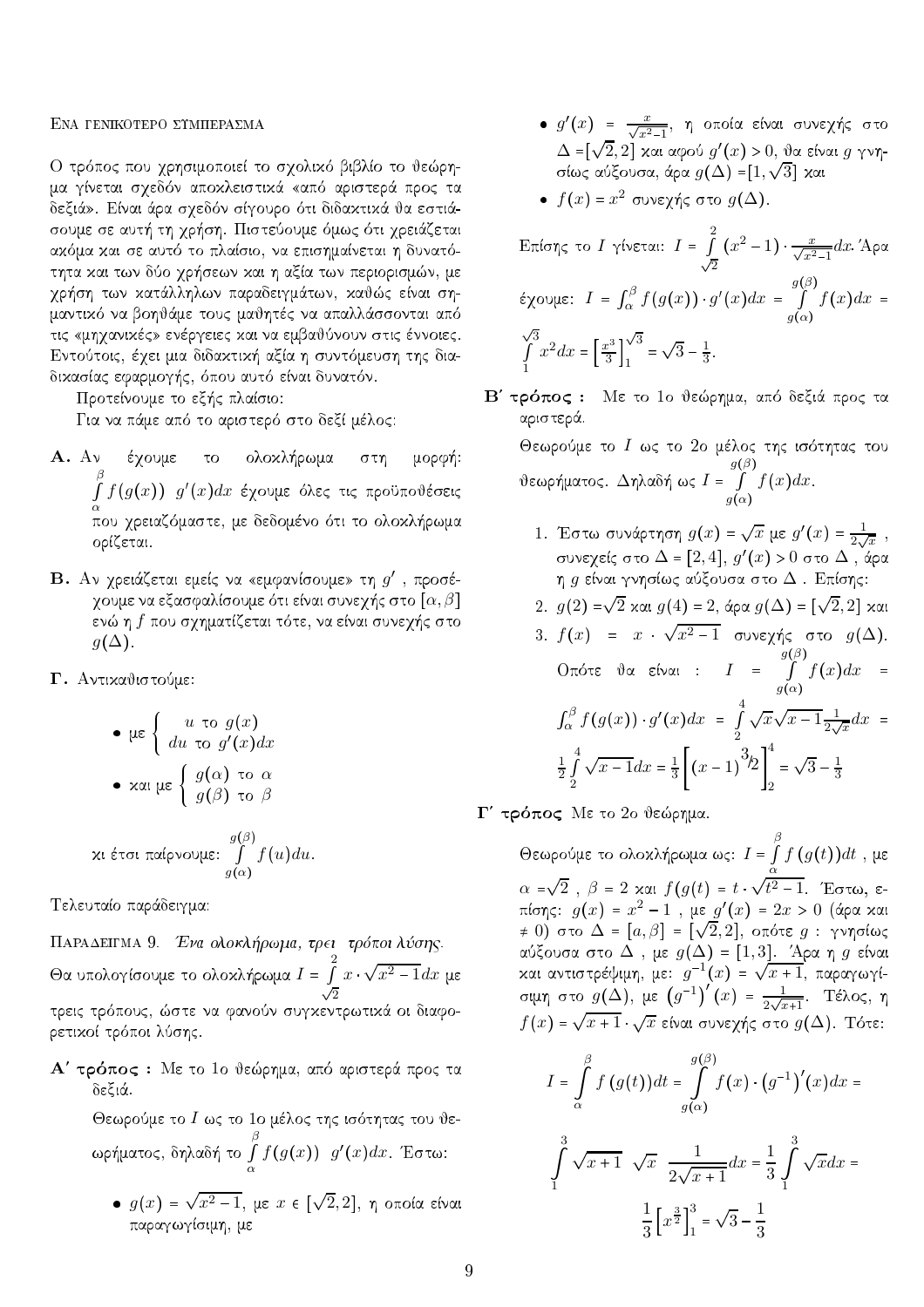### Ενα γενικοτερο συμπερασμα

Ο τρόπος που χρησιμοποιεί το σχολικό βιβλίο το θεώρημα γίνεται σχεδόν αποκλειστικά «από αριστερά προς τα δεξιά». Είναι άρα σχεδόν σίγουρο ότι διδακτικά θα εστιάσουμε σε αυτή τη χρήση. Πιστεύουμε όμως ότι χρειάζεται ακόμα και σε αυτό το πλαίσιο, να επισημαίνεται η δυνατότητα και των δύο χρήσεων και η αξία των περιορισμών, με χρήση των κατάλληλων παραδειγμάτων, καθώς είναι σημαντικό να βοηθάμε τους μαθητές να απαλλάσσονται από τις «μηχανικές» ενέργειες και να εμβαθύνουν στις έννοιες. Εντούτοις, έχει μια διδακτική αξία η συντόμευση της διαδικασίας εφαρμογής, όπου αυτό είναι δυνατόν.

Προτείνουμε το εξής πλαίσιο:

Για να πάμε από το αριστερό στο δεξί μέλος:

**Α.** Αν έχουμε το ολοκλήρωμα στη μορφή: $\int_\alpha^\beta f(g(x))\ g'(x)dx$ έχουμε όλες τις προϋποθέσεις που χρειαζόμαστε, με δεδομένο ότι το ολοκλήρωμα ορίζεται.

**Β.** Αν χρειάζεται εμείς να «εμφανίσουμε» τη $g'$ , προσέχουμε να εξασφαλίσουμε ότι είναι συνεχής στο $[\alpha,\beta]$ ενώ η $f$ που σχηματίζεται τότε, να είναι συνεχής στο $g(\Delta)$.

**Γ.** Αντικαθιστούμε:

- με $\left\{\begin{array}{c} u \text{ το } g(x) \\ du \text{ το } g'(x)dx \end{array}\right.$
- και με $\left\{\begin{array}{c} g(\alpha) \text{ το } \alpha \\ g(\beta) \text{ το } \beta \end{array}\right.$

κι έτσι παίρνουμε: $\int_{g(\alpha)}^{g(\beta)} f(u)du$.

Τελευταίο παράδειγμα:

Παραδειγμα 9. *Ένα ολοκλήρωμα, τρει τρόποι λύσης.* Θα υπολογίσουμε το ολοκλήρωμα $I = \int_{\sqrt{2}}^{2} x\cdot\sqrt{x^2-1}dx$ με τρεις τρόπους, ώστε να φανούν συγκεντρωτικά οι διαφορετικοί τρόποι λύσης.

**Α΄ τρόπος :** Με το 1ο θεώρημα, από αριστερά προς τα δεξιά.

Θεωρούμε το $I$ ως το 1ο μέλος της ισότητας του θεωρήματος, δηλαδή το $\int_\alpha^\beta f(g(x))\ g'(x)dx$. Έστω:

- $g(x) = \sqrt{x^2-1}$, με $x \in [\sqrt{2},2]$, η οποία είναι παραγωγίσιμη, με
- $g'(x) = \frac{x}{\sqrt{x^2-1}}$, η οποία είναι συνεχής στο $\Delta = [\sqrt{2},2]$ και αφού $g'(x) > 0$, θα είναι $g$ γνησίως αύξουσα, άρα $g(\Delta) = [1,\sqrt{3}]$ και
- $f(x) = x^2$ συνεχής στο $g(\Delta)$.

Επίσης το $I$ γίνεται: $I = \int_{\sqrt{2}}^{2} (x^2-1)\cdot\frac{x}{\sqrt{x^2-1}}dx$. Άρα έχουμε: $I = \int_\alpha^\beta f(g(x))\cdot g'(x)dx = \int_{g(\alpha)}^{g(\beta)} f(x)dx = \int_1^{\sqrt{3}} x^2dx = \left[\frac{x^3}{3}\right]_1^{\sqrt{3}} = \sqrt{3}-\frac{1}{3}$.

**Β΄ τρόπος :** Με το 1ο θεώρημα, από δεξιά προς τα αριστερά.

Θεωρούμε το $I$ ως το 2ο μέλος της ισότητας του θεωρήματος. Δηλαδή ως $I = \int_{g(\alpha)}^{g(\beta)} f(x)dx$.

1. Έστω συνάρτηση $g(x) = \sqrt{x}$ με $g'(x) = \frac{1}{2\sqrt{x}}$ , συνεχείς στο $\Delta = [2,4]$, $g'(x) > 0$ στο $\Delta$ , άρα η $g$ είναι γνησίως αύξουσα στο $\Delta$ . Επίσης:
2. $g(2) = \sqrt{2}$ και $g(4) = 2$, άρα $g(\Delta) = [\sqrt{2},2]$ και
3. $f(x) = x\cdot\sqrt{x^2-1}$ συνεχής στο $g(\Delta)$. Οπότε θα είναι : $I = \int_{g(\alpha)}^{g(\beta)} f(x)dx = \int_\alpha^\beta f(g(x))\cdot g'(x)dx = \int_2^4 \sqrt{x}\sqrt{x-1}\frac{1}{2\sqrt{x}}dx = \frac{1}{2}\int_2^4 \sqrt{x-1}dx = \frac{1}{3}\left[(x-1)^{3/2}\right]_2^4 = \sqrt{3}-\frac{1}{3}$

**Γ΄ τρόπος** Με το 2ο θεώρημα.

Θεωρούμε το ολοκλήρωμα ως: $I = \int_\alpha^\beta f\left(g(t)\right)dt$ , με $\alpha = \sqrt{2}$ , $\beta = 2$ και $f(g(t) = t\cdot\sqrt{t^2-1}$. Έστω, επίσης: $g(x) = x^2-1$ , με $g'(x) = 2x > 0$ (άρα και $\neq 0$) στο $\Delta = [\alpha,\beta] = [\sqrt{2},2]$, οπότε $g$ : γνησίως αύξουσα στο $\Delta$ , με $g(\Delta) = [1,3]$. Άρα η $g$ είναι και αντιστρέψιμη, με: $g^{-1}(x) = \sqrt{x+1}$, παραγωγίσιμη στο $g(\Delta)$, με $\left(g^{-1}\right)'(x) = \frac{1}{2\sqrt{x+1}}$. Τέλος, η $f(x) = \sqrt{x+1}\cdot\sqrt{x}$ είναι συνεχής στο $g(\Delta)$. Τότε:

$$I = \int_\alpha^\beta f\left(g(t)\right)dt = \int_{g(\alpha)}^{g(\beta)} f(x)\cdot\left(g^{-1}\right)'(x)dx =$$

$$\int_1^3 \sqrt{x+1}\ \sqrt{x}\ \frac{1}{2\sqrt{x+1}}dx = \frac{1}{3}\int_1^3 \sqrt{x}dx =$$

$$\frac{1}{3}\left[x^{\frac{3}{2}}\right]_1^3 = \sqrt{3}-\frac{1}{3}$$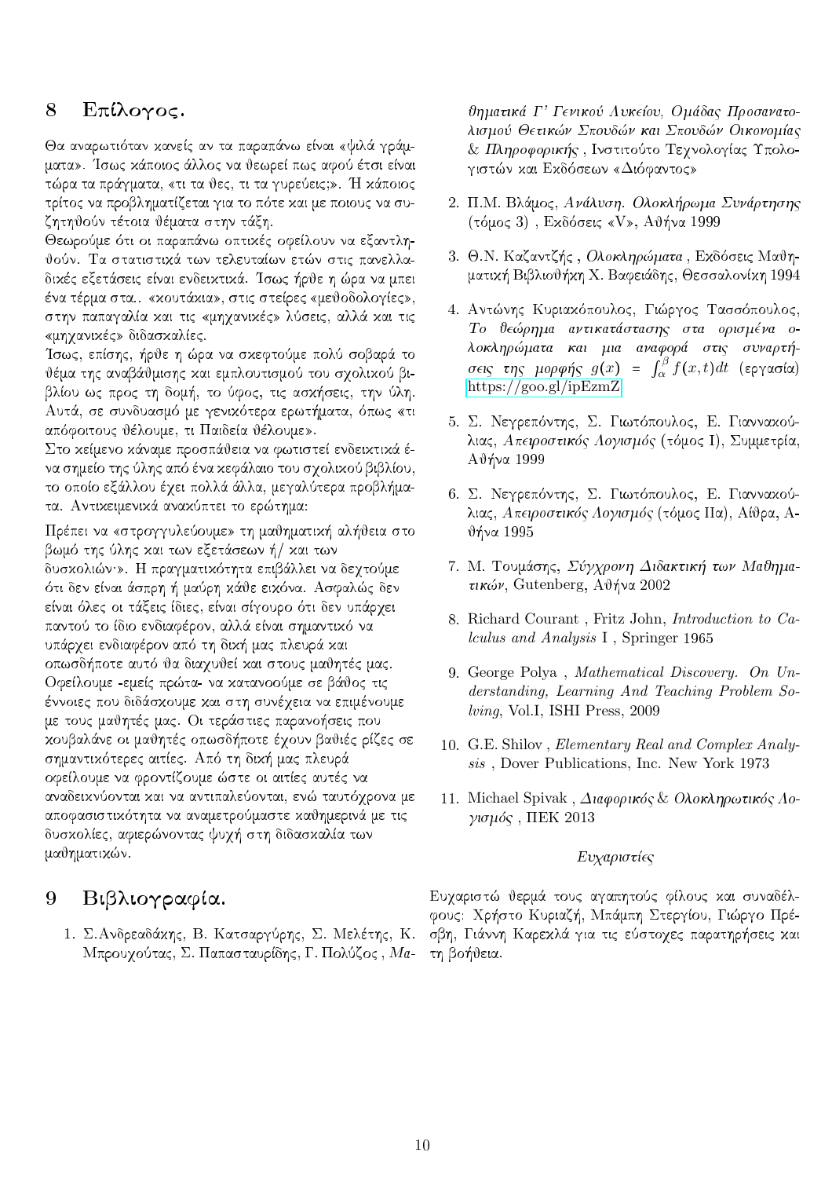## 8 Επίλογος.

Θα αναρωτιόταν κανείς αν τα παραπάνω είναι «ψιλά γράμματα». Ίσως κάποιος άλλος να θεωρεί πως αφού έτσι είναι τώρα τα πράγματα, «τι τα θες, τι τα γυρεύεις;». Ή κάποιος τρίτος να προβληματίζεται για το πότε και με ποιους να συζητηθούν τέτοια θέματα στην τάξη.

Θεωρούμε ότι οι παραπάνω οπτικές οφείλουν να εξαντληθούν. Τα στατιστικά των τελευταίων ετών στις πανελλαδικές εξετάσεις είναι ενδεικτικά. Ίσως ήρθε η ώρα να μπει ένα τέρμα στα.. «κουτάκια», στις στείρες «μεθοδολογίες», στην παπαγαλία και τις «μηχανικές» λύσεις, αλλά και τις «μηχανικές» διδασκαλίες.

Ίσως, επίσης, ήρθε η ώρα να σκεφτούμε πολύ σοβαρά το θέμα της αναβάθμισης και εμπλουτισμού του σχολικού βιβλίου ως προς τη δομή, το ύφος, τις ασκήσεις, την ύλη. Αυτά, σε συνδυασμό με γενικότερα ερωτήματα, όπως «τι απόφοιτους θέλουμε, τι Παιδεία θέλουμε».

Στο κείμενο κάναμε προσπάθεια να φωτιστεί ενδεικτικά ένα σημείο της ύλης από ένα κεφάλαιο του σχολικού βιβλίου, το οποίο εξάλλου έχει πολλά άλλα, μεγαλύτερα προβλήματα. Αντικειμενικά ανακύπτει το ερώτημα:

Πρέπει να «στρογγυλεύουμε» τη μαθηματική αλήθεια στο βωμό της ύλης και των εξετάσεων ή/ και των δυσκολιών·». Η πραγματικότητα επιβάλλει να δεχτούμε ότι δεν είναι άσπρη ή μαύρη κάθε εικόνα. Ασφαλώς δεν είναι όλες οι τάξεις ίδιες, είναι σίγουρο ότι δεν υπάρχει παντού το ίδιο ενδιαφέρον, αλλά είναι σημαντικό να υπάρχει ενδιαφέρον από τη δική μας πλευρά και οπωσδήποτε αυτό θα διαχυθεί και στους μαθητές μας. Οφείλουμε -εμείς πρώτα- να κατανοούμε σε βάθος τις έννοιες που διδάσκουμε και στη συνέχεια να επιμένουμε με τους μαθητές μας. Οι τεράστιες παρανοήσεις που κουβαλάνε οι μαθητές οπωσδήποτε έχουν βαθιές ρίζες σε σημαντικότερες αιτίες. Από τη δική μας πλευρά οφείλουμε να φροντίζουμε ώστε οι αιτίες αυτές να αναδεικνύονται και να αντιπαλεύονται, ενώ ταυτόχρονα με αποφασιστικότητα να αναμετρούμαστε καθημερινά με τις δυσκολίες, αφιερώνοντας ψυχή στη διδασκαλία των μαθηματικών.

## 9 Βιβλιογραφία.

1. Σ.Ανδρεαδάκης, Β. Κατσαργύρης, Σ. Μελέτης, Κ. Μπρουχούτας, Σ. Παπασταυρίδης, Γ. Πολύζος , *Μαθηματικά Γ' Γενικού Λυκείου, Ομάδας Προσανατολισμού Θετικών Σπουδών και Σπουδών Οικονομίας & Πληροφορικής* , Ινστιτούτο Τεχνολογίας Υπολογιστών και Εκδόσεων «Διόφαντος»
2. Π.Μ. Βλάμος, *Ανάλυση. Ολοκλήρωμα Συνάρτησης* (τόμος 3) , Εκδόσεις «V», Αθήνα 1999
3. Θ.Ν. Καζαντζής , *Ολοκληρώματα* , Εκδόσεις Μαθηματική Βιβλιοθήκη Χ. Βαφειάδης, Θεσσαλονίκη 1994
4. Αντώνης Κυριακόπουλος, Γιώργος Τασσόπουλος, ***Το θεώρημα αντικατάστασης στα ορισμένα ολοκληρώματα και μια αναφορά στις συναρτήσεις της μορφής*** $g(x) = \int_{\alpha}^{\beta} f(x,t)dt$ (εργασία) https://goo.gl/ipEzmZ
5. Σ. Νεγρεπόντης, Σ. Γιωτόπουλος, Ε. Γιαννακούλιας, *Απειροστικός Λογισμός* (τόμος Ι), Συμμετρία, Αθήνα 1999
6. Σ. Νεγρεπόντης, Σ. Γιωτόπουλος, Ε. Γιαννακούλιας, *Απειροστικός Λογισμός* (τόμος ΙΙα), Αίθρα, Αθήνα 1995
7. Μ. Τουμάσης, *Σύγχρονη Διδακτική των Μαθηματικών*, Gutenberg, Αθήνα 2002
8. Richard Courant , Fritz John, *Introduction to Calculus and Analysis* I , Springer 1965
9. George Polya , *Mathematical Discovery. On Understanding, Learning And Teaching Problem Solving*, Vol.I, ISHI Press, 2009
10. G.E. Shilov , *Elementary Real and Complex Analysis* , Dover Publications, Inc. New York 1973
11. Michael Spivak , *Διαφορικός & Ολοκληρωτικός Λογισμός* , ΠΕΚ 2013

*Ευχαριστίες*

Ευχαριστώ θερμά τους αγαπητούς φίλους και συναδέλφους: Χρήστο Κυριαζή, Μπάμπη Στεργίου, Γιώργο Πρέσβη, Γιάννη Καρεκλά για τις εύστοχες παρατηρήσεις και τη βοήθεια.